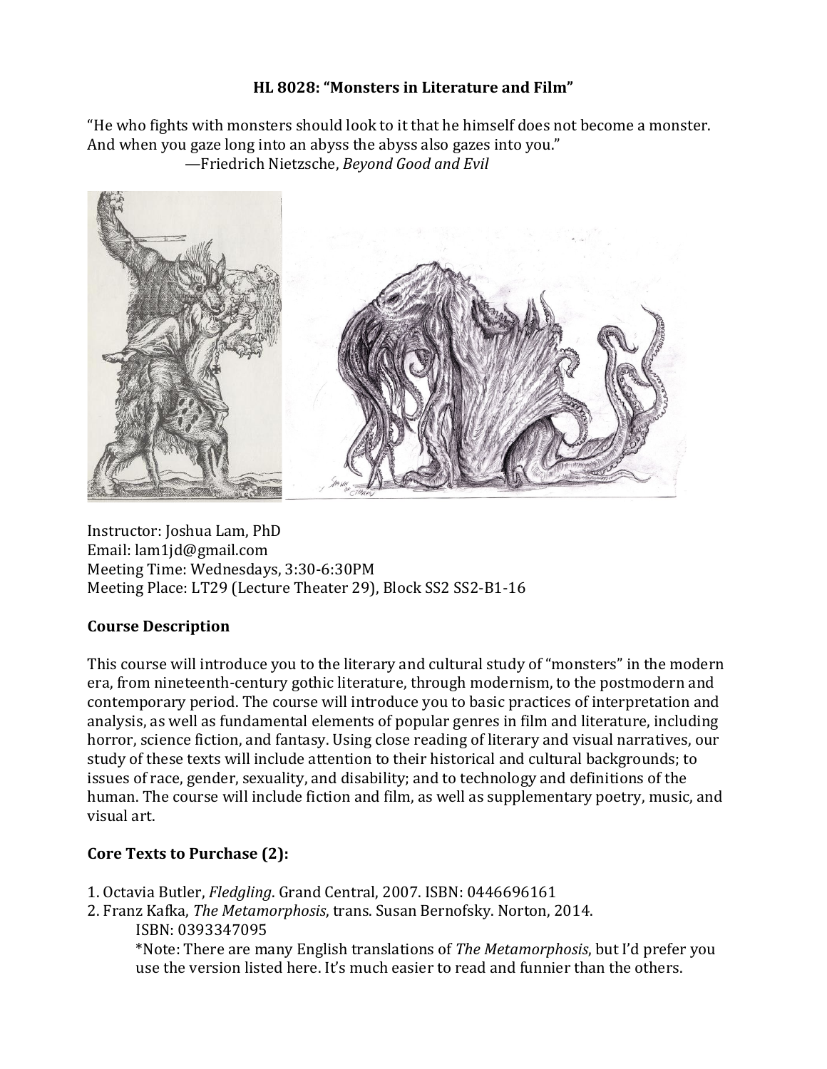# HL 8028: "Monsters in Literature and Film"

"He who fights with monsters should look to it that he himself does not become a monster. And when you gaze long into an abyss the abyss also gazes into you."
—Friedrich Nietzsche, *Beyond Good and Evil*

Instructor: Joshua Lam, PhD
Email: lam1jd@gmail.com
Meeting Time: Wednesdays, 3:30-6:30PM
Meeting Place: LT29 (Lecture Theater 29), Block SS2 SS2-B1-16

## Course Description

This course will introduce you to the literary and cultural study of "monsters" in the modern era, from nineteenth-century gothic literature, through modernism, to the postmodern and contemporary period. The course will introduce you to basic practices of interpretation and analysis, as well as fundamental elements of popular genres in film and literature, including horror, science fiction, and fantasy. Using close reading of literary and visual narratives, our study of these texts will include attention to their historical and cultural backgrounds; to issues of race, gender, sexuality, and disability; and to technology and definitions of the human. The course will include fiction and film, as well as supplementary poetry, music, and visual art.

## Core Texts to Purchase (2):

1. Octavia Butler, *Fledgling*. Grand Central, 2007. ISBN: 0446696161
2. Franz Kafka, *The Metamorphosis*, trans. Susan Bernofsky. Norton, 2014.
   ISBN: 0393347095
   *Note: There are many English translations of *The Metamorphosis*, but I'd prefer you use the version listed here. It's much easier to read and funnier than the others.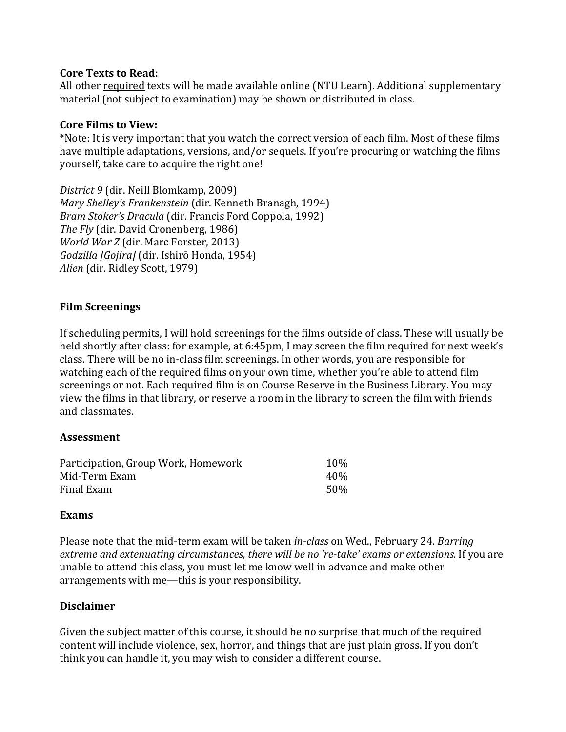**Core Texts to Read:**
All other <u>required</u> texts will be made available online (NTU Learn). Additional supplementary material (not subject to examination) may be shown or distributed in class.

**Core Films to View:**
*Note: It is very important that you watch the correct version of each film. Most of these films have multiple adaptations, versions, and/or sequels. If you're procuring or watching the films yourself, take care to acquire the right one!

*District 9* (dir. Neill Blomkamp, 2009)
*Mary Shelley's Frankenstein* (dir. Kenneth Branagh, 1994)
*Bram Stoker's Dracula* (dir. Francis Ford Coppola, 1992)
*The Fly* (dir. David Cronenberg, 1986)
*World War Z* (dir. Marc Forster, 2013)
*Godzilla [Gojira]* (dir. Ishirō Honda, 1954)
*Alien* (dir. Ridley Scott, 1979)

### Film Screenings

If scheduling permits, I will hold screenings for the films outside of class. These will usually be held shortly after class: for example, at 6:45pm, I may screen the film required for next week's class. There will be <u>no in-class film screenings</u>. In other words, you are responsible for watching each of the required films on your own time, whether you're able to attend film screenings or not. Each required film is on Course Reserve in the Business Library. You may view the films in that library, or reserve a room in the library to screen the film with friends and classmates.

### Assessment

| | |
|---|---|
| Participation, Group Work, Homework | 10% |
| Mid-Term Exam | 40% |
| Final Exam | 50% |

### Exams

Please note that the mid-term exam will be taken *in-class* on Wed., February 24. <u>*Barring extreme and extenuating circumstances, there will be no 're-take' exams or extensions.*</u> If you are unable to attend this class, you must let me know well in advance and make other arrangements with me—this is your responsibility.

### Disclaimer

Given the subject matter of this course, it should be no surprise that much of the required content will include violence, sex, horror, and things that are just plain gross. If you don't think you can handle it, you may wish to consider a different course.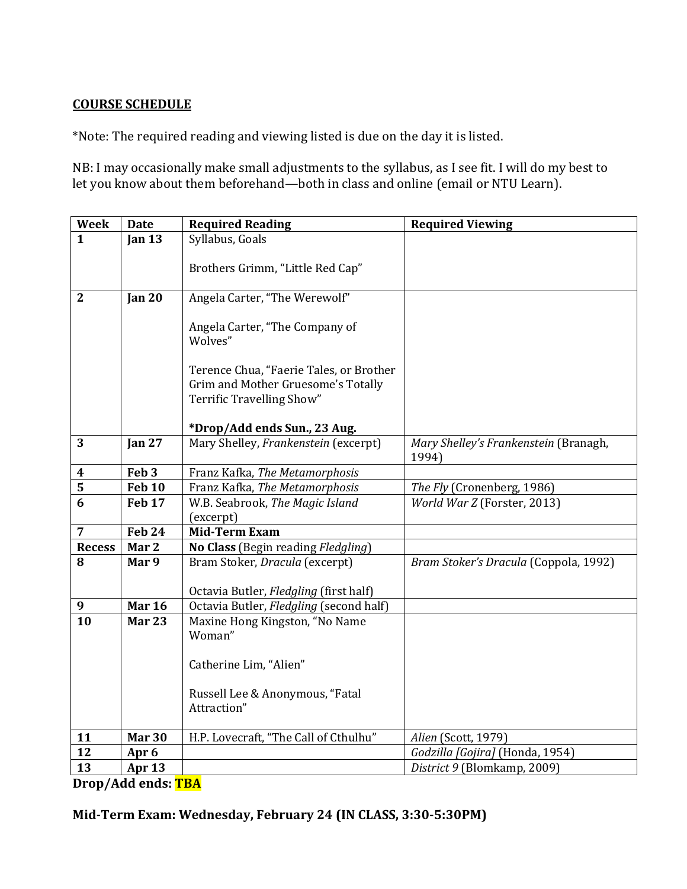**COURSE SCHEDULE**

*Note: The required reading and viewing listed is due on the day it is listed.

NB: I may occasionally make small adjustments to the syllabus, as I see fit. I will do my best to let you know about them beforehand—both in class and online (email or NTU Learn).

| Week | Date | Required Reading | Required Viewing |
|---|---|---|---|
| **1** | **Jan 13** | Syllabus, Goals<br><br>Brothers Grimm, "Little Red Cap" | |
| **2** | **Jan 20** | Angela Carter, "The Werewolf"<br><br>Angela Carter, "The Company of Wolves"<br><br>Terence Chua, "Faerie Tales, or Brother Grim and Mother Gruesome's Totally Terrific Travelling Show"<br><br>**\*Drop/Add ends Sun., 23 Aug.** | |
| **3** | **Jan 27** | Mary Shelley, *Frankenstein* (excerpt) | *Mary Shelley's Frankenstein* (Branagh, 1994) |
| **4** | **Feb 3** | Franz Kafka, *The Metamorphosis* | |
| **5** | **Feb 10** | Franz Kafka, *The Metamorphosis* | *The Fly* (Cronenberg, 1986) |
| **6** | **Feb 17** | W.B. Seabrook, *The Magic Island* (excerpt) | *World War Z* (Forster, 2013) |
| **7** | **Feb 24** | **Mid-Term Exam** | |
| **Recess** | **Mar 2** | **No Class** (Begin reading *Fledgling*) | |
| **8** | **Mar 9** | Bram Stoker, *Dracula* (excerpt)<br><br>Octavia Butler, *Fledgling* (first half) | *Bram Stoker's Dracula* (Coppola, 1992) |
| **9** | **Mar 16** | Octavia Butler, *Fledgling* (second half) | |
| **10** | **Mar 23** | Maxine Hong Kingston, "No Name Woman"<br><br>Catherine Lim, "Alien"<br><br>Russell Lee & Anonymous, "Fatal Attraction" | |
| **11** | **Mar 30** | H.P. Lovecraft, "The Call of Cthulhu" | *Alien* (Scott, 1979) |
| **12** | **Apr 6** | | *Godzilla [Gojira]* (Honda, 1954) |
| **13** | **Apr 13** | | *District 9* (Blomkamp, 2009) |

**Drop/Add ends: TBA**

**Mid-Term Exam: Wednesday, February 24 (IN CLASS, 3:30-5:30PM)**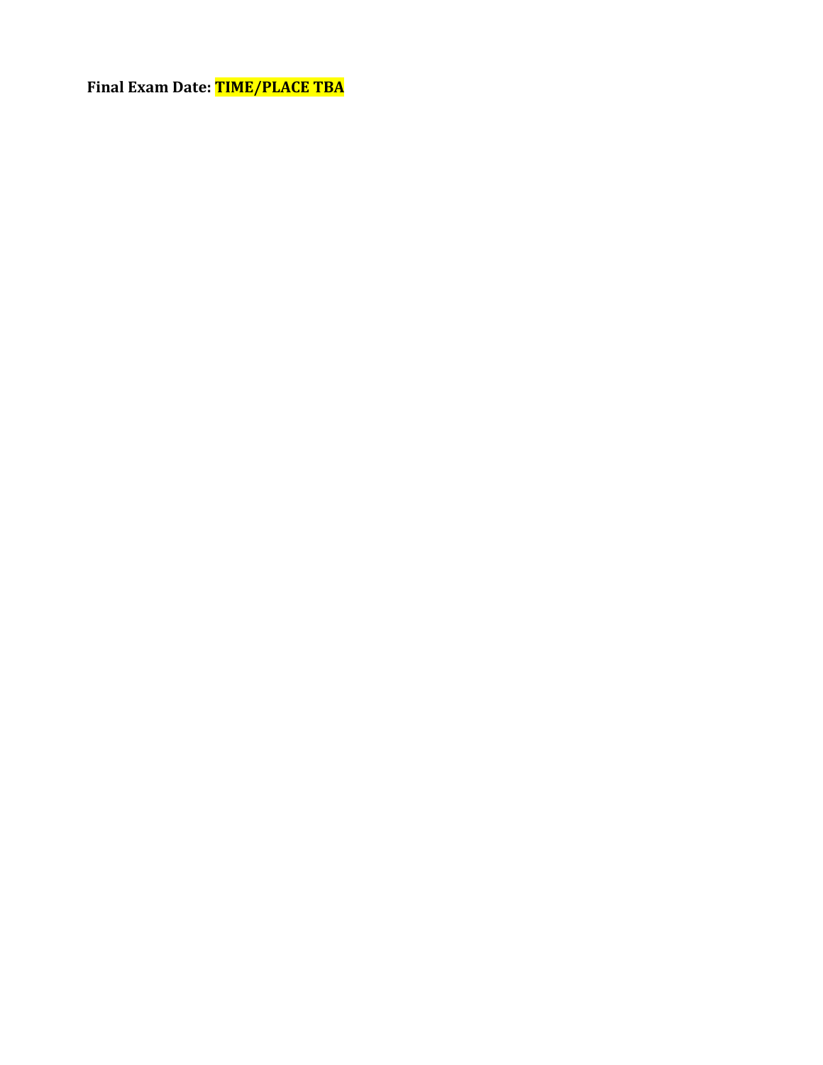**Final Exam Date: TIME/PLACE TBA**